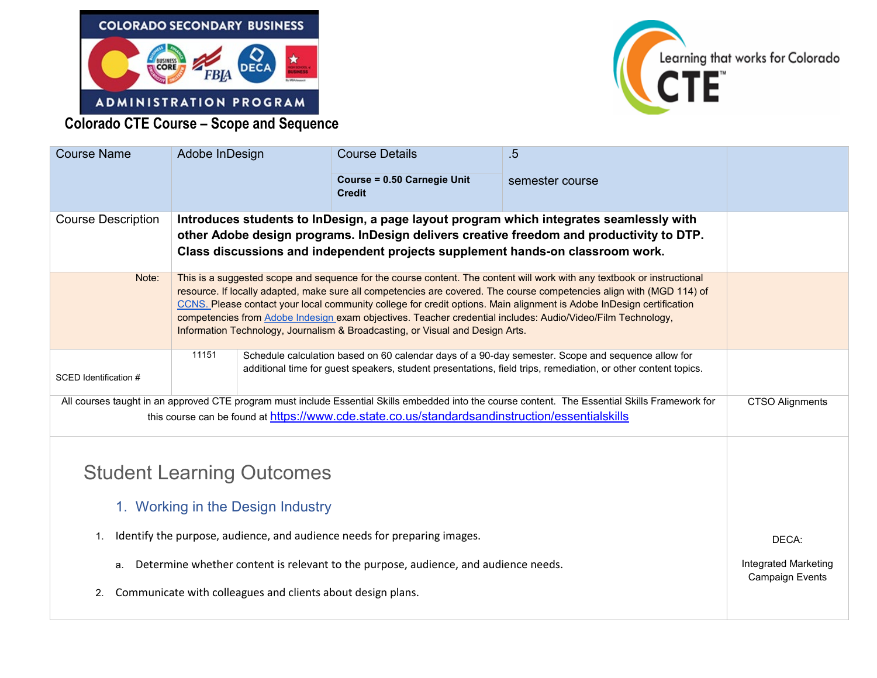Colorado CTE Course – Scope and Sequence

| Course Name | Adobe InDesign | Course Details<br><br>**Course = 0.50 Carnegie Unit Credit** | .5<br><br>semester course | |
|---|---|---|---|---|
| Course Description | **Introduces students to InDesign, a page layout program which integrates seamlessly with other Adobe design programs. InDesign delivers creative freedom and productivity to DTP. Class discussions and independent projects supplement hands-on classroom work.** | | | |
| Note: | This is a suggested scope and sequence for the course content. The content will work with any textbook or instructional resource. If locally adapted, make sure all competencies are covered. The course competencies align with (MGD 114) of CCNS. Please contact your local community college for credit options. Main alignment is Adobe InDesign certification competencies from Adobe Indesign exam objectives. Teacher credential includes: Audio/Video/Film Technology, Information Technology, Journalism & Broadcasting, or Visual and Design Arts. | | | |
| SCED Identification # | 11151 | Schedule calculation based on 60 calendar days of a 90-day semester. Scope and sequence allow for additional time for guest speakers, student presentations, field trips, remediation, or other content topics. | | |

All courses taught in an approved CTE program must include Essential Skills embedded into the course content. The Essential Skills Framework for this course can be found at https://www.cde.state.co.us/standardsandinstruction/essentialskills

CTSO Alignments

## Student Learning Outcomes

### 1. Working in the Design Industry

1. Identify the purpose, audience, and audience needs for preparing images.
   a. Determine whether content is relevant to the purpose, audience, and audience needs.
2. Communicate with colleagues and clients about design plans.

DECA:

Integrated Marketing Campaign Events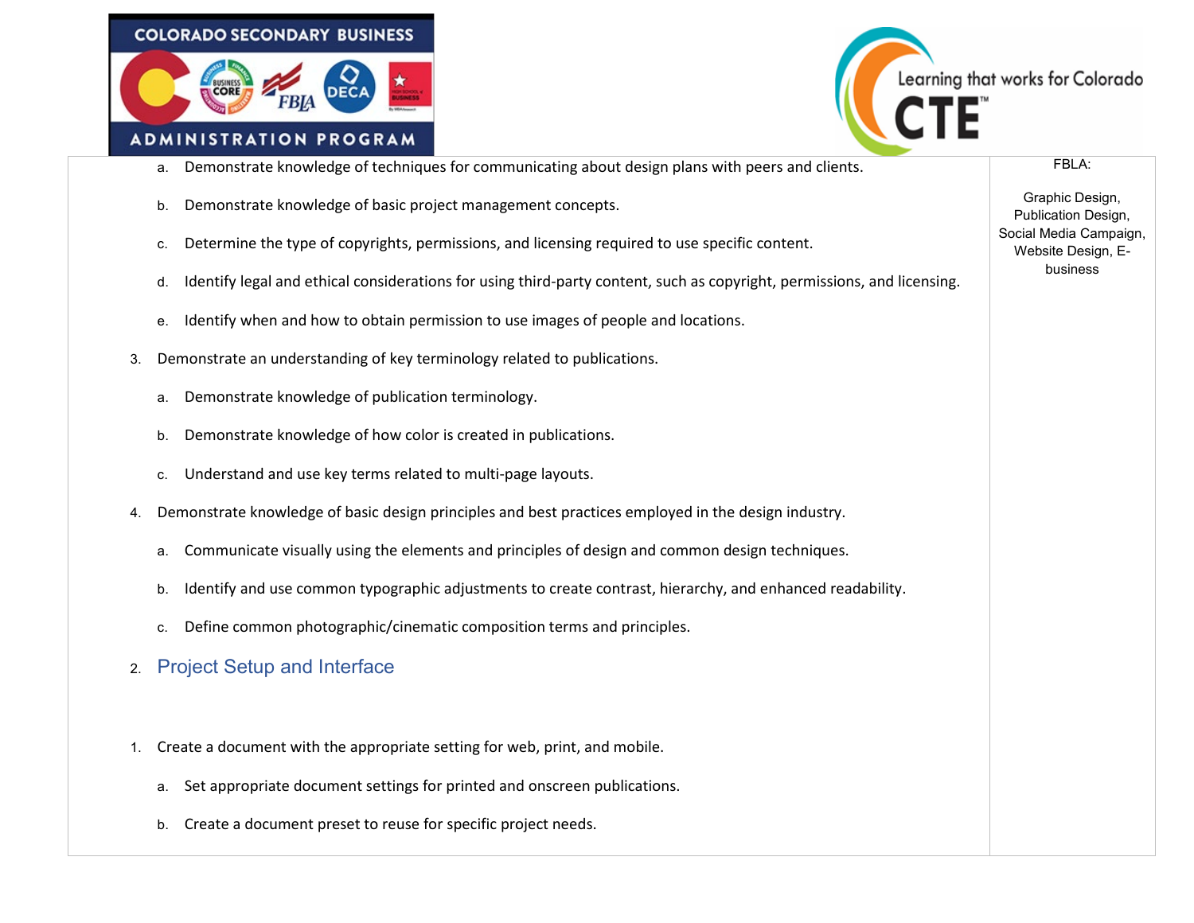| | |
|---|---|
| a. Demonstrate knowledge of techniques for communicating about design plans with peers and clients.<br><br>b. Demonstrate knowledge of basic project management concepts.<br><br>c. Determine the type of copyrights, permissions, and licensing required to use specific content.<br><br>d. Identify legal and ethical considerations for using third-party content, such as copyright, permissions, and licensing.<br><br>e. Identify when and how to obtain permission to use images of people and locations.<br><br>3. Demonstrate an understanding of key terminology related to publications.<br><br>a. Demonstrate knowledge of publication terminology.<br><br>b. Demonstrate knowledge of how color is created in publications.<br><br>c. Understand and use key terms related to multi-page layouts.<br><br>4. Demonstrate knowledge of basic design principles and best practices employed in the design industry.<br><br>a. Communicate visually using the elements and principles of design and common design techniques.<br><br>b. Identify and use common typographic adjustments to create contrast, hierarchy, and enhanced readability.<br><br>c. Define common photographic/cinematic composition terms and principles.<br><br>2. Project Setup and Interface<br><br>1. Create a document with the appropriate setting for web, print, and mobile.<br><br>a. Set appropriate document settings for printed and onscreen publications.<br><br>b. Create a document preset to reuse for specific project needs. | FBLA:<br><br>Graphic Design, Publication Design, Social Media Campaign, Website Design, E-business |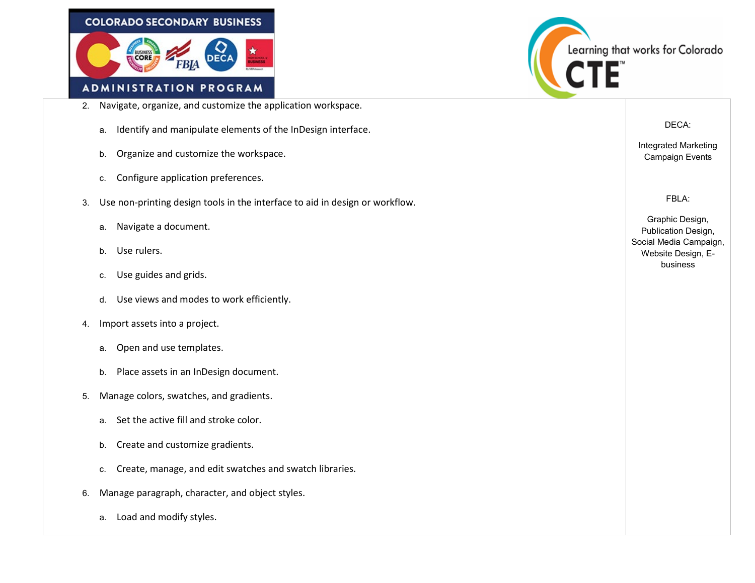| | |
|---|---|
| 2. Navigate, organize, and customize the application workspace.<br>a. Identify and manipulate elements of the InDesign interface.<br>b. Organize and customize the workspace.<br>c. Configure application preferences.<br>3. Use non-printing design tools in the interface to aid in design or workflow.<br>a. Navigate a document.<br>b. Use rulers.<br>c. Use guides and grids.<br>d. Use views and modes to work efficiently.<br>4. Import assets into a project.<br>a. Open and use templates.<br>b. Place assets in an InDesign document.<br>5. Manage colors, swatches, and gradients.<br>a. Set the active fill and stroke color.<br>b. Create and customize gradients.<br>c. Create, manage, and edit swatches and swatch libraries.<br>6. Manage paragraph, character, and object styles.<br>a. Load and modify styles. | DECA:<br><br>Integrated Marketing Campaign Events<br><br>FBLA:<br><br>Graphic Design, Publication Design, Social Media Campaign, Website Design, E-business |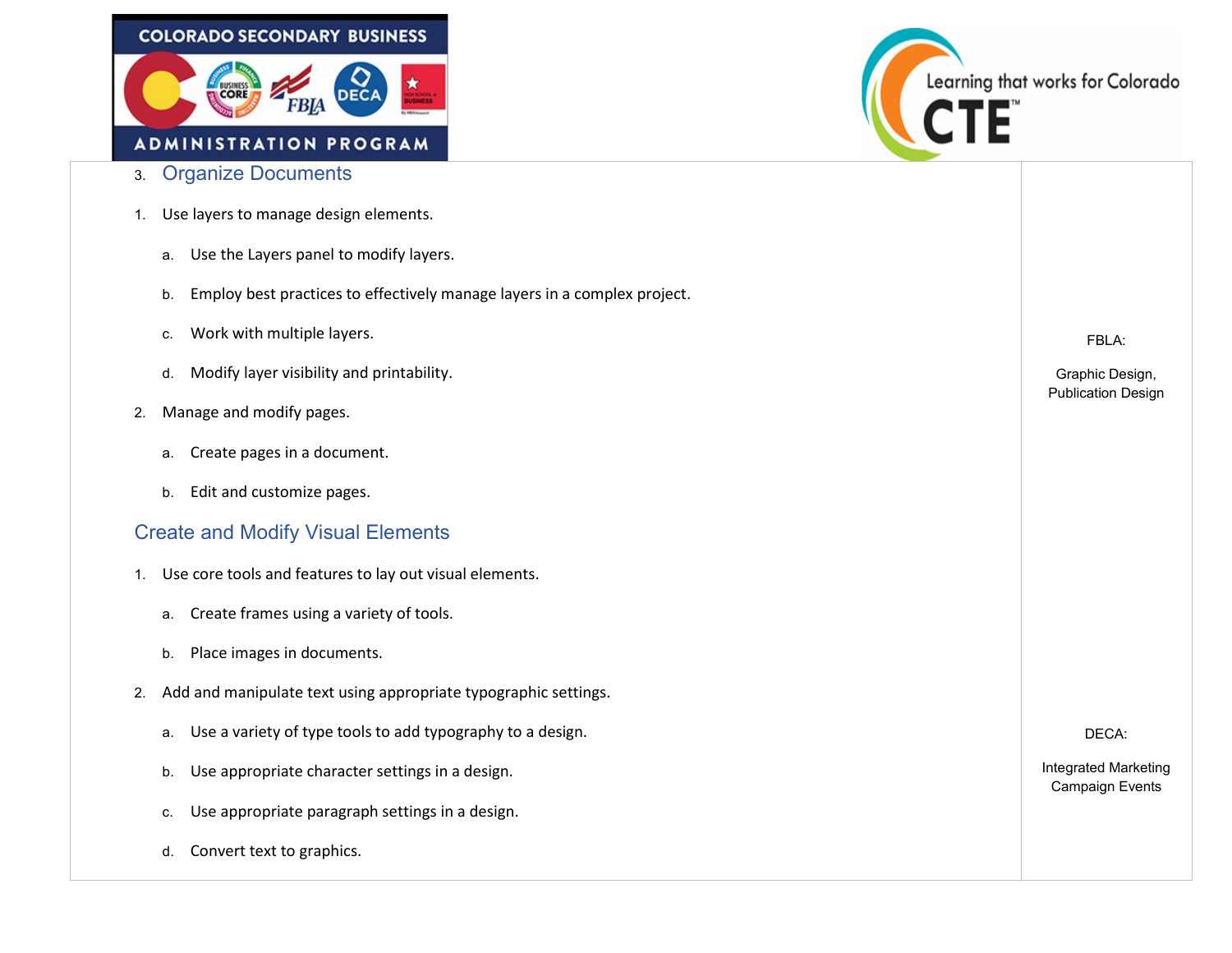| | |
|---|---|
| 3. **Organize Documents**<br><br>1. Use layers to manage design elements.<br>&nbsp;&nbsp;&nbsp;&nbsp;a. Use the Layers panel to modify layers.<br>&nbsp;&nbsp;&nbsp;&nbsp;b. Employ best practices to effectively manage layers in a complex project.<br>&nbsp;&nbsp;&nbsp;&nbsp;c. Work with multiple layers.<br>&nbsp;&nbsp;&nbsp;&nbsp;d. Modify layer visibility and printability.<br>2. Manage and modify pages.<br>&nbsp;&nbsp;&nbsp;&nbsp;a. Create pages in a document.<br>&nbsp;&nbsp;&nbsp;&nbsp;b. Edit and customize pages.<br><br>**Create and Modify Visual Elements**<br><br>1. Use core tools and features to lay out visual elements.<br>&nbsp;&nbsp;&nbsp;&nbsp;a. Create frames using a variety of tools.<br>&nbsp;&nbsp;&nbsp;&nbsp;b. Place images in documents.<br>2. Add and manipulate text using appropriate typographic settings.<br>&nbsp;&nbsp;&nbsp;&nbsp;a. Use a variety of type tools to add typography to a design.<br>&nbsp;&nbsp;&nbsp;&nbsp;b. Use appropriate character settings in a design.<br>&nbsp;&nbsp;&nbsp;&nbsp;c. Use appropriate paragraph settings in a design.<br>&nbsp;&nbsp;&nbsp;&nbsp;d. Convert text to graphics. | FBLA:<br><br>Graphic Design, Publication Design<br><br><br>DECA:<br><br>Integrated Marketing Campaign Events |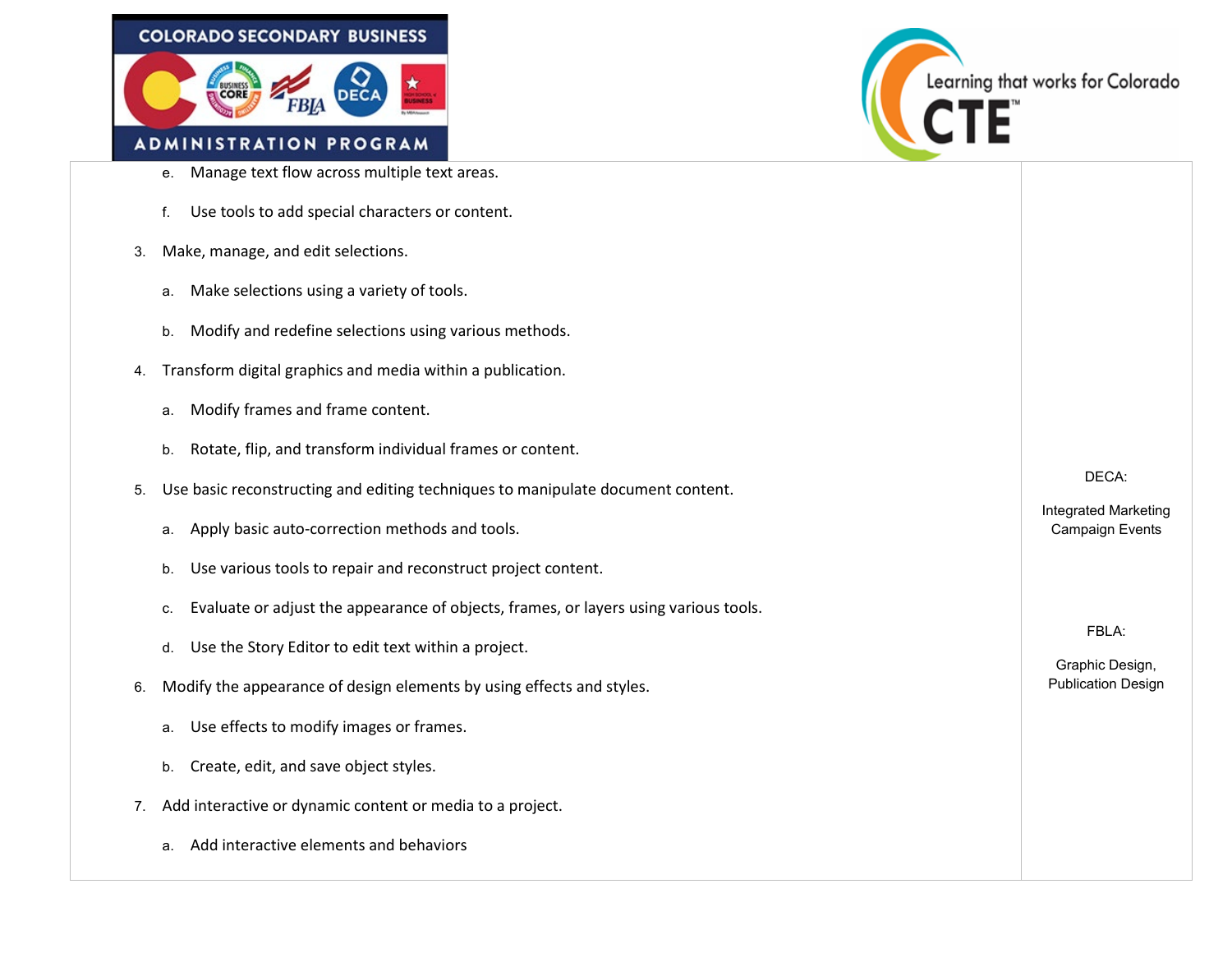| | |
|---|---|
| e. Manage text flow across multiple text areas.<br><br>f. Use tools to add special characters or content.<br><br>3. Make, manage, and edit selections.<br><br>a. Make selections using a variety of tools.<br><br>b. Modify and redefine selections using various methods.<br><br>4. Transform digital graphics and media within a publication.<br><br>a. Modify frames and frame content.<br><br>b. Rotate, flip, and transform individual frames or content.<br><br>5. Use basic reconstructing and editing techniques to manipulate document content.<br><br>a. Apply basic auto-correction methods and tools.<br><br>b. Use various tools to repair and reconstruct project content.<br><br>c. Evaluate or adjust the appearance of objects, frames, or layers using various tools.<br><br>d. Use the Story Editor to edit text within a project.<br><br>6. Modify the appearance of design elements by using effects and styles.<br><br>a. Use effects to modify images or frames.<br><br>b. Create, edit, and save object styles.<br><br>7. Add interactive or dynamic content or media to a project.<br><br>a. Add interactive elements and behaviors | DECA:<br><br>Integrated Marketing Campaign Events<br><br>FBLA:<br><br>Graphic Design, Publication Design |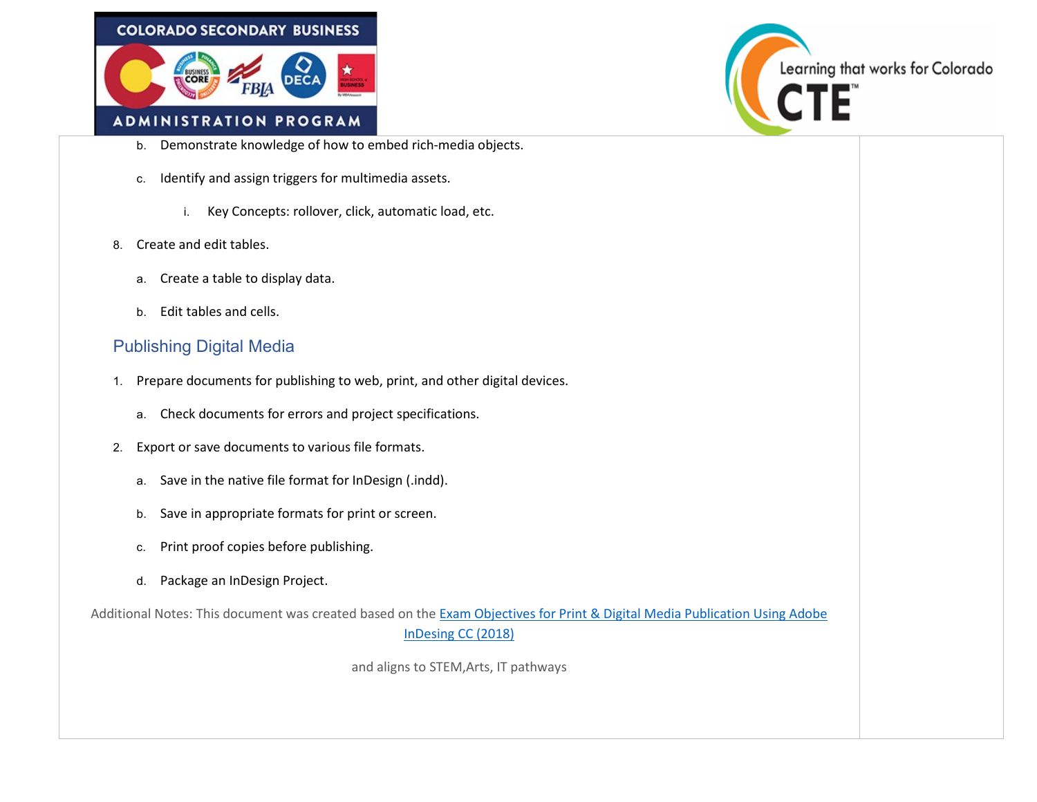b. Demonstrate knowledge of how to embed rich-media objects.

   c. Identify and assign triggers for multimedia assets.

      i. Key Concepts: rollover, click, automatic load, etc.

8. Create and edit tables.

   a. Create a table to display data.

   b. Edit tables and cells.

## Publishing Digital Media

1. Prepare documents for publishing to web, print, and other digital devices.

   a. Check documents for errors and project specifications.

2. Export or save documents to various file formats.

   a. Save in the native file format for InDesign (.indd).

   b. Save in appropriate formats for print or screen.

   c. Print proof copies before publishing.

   d. Package an InDesign Project.

Additional Notes: This document was created based on the Exam Objectives for Print & Digital Media Publication Using Adobe InDesing CC (2018)

and aligns to STEM,Arts, IT pathways